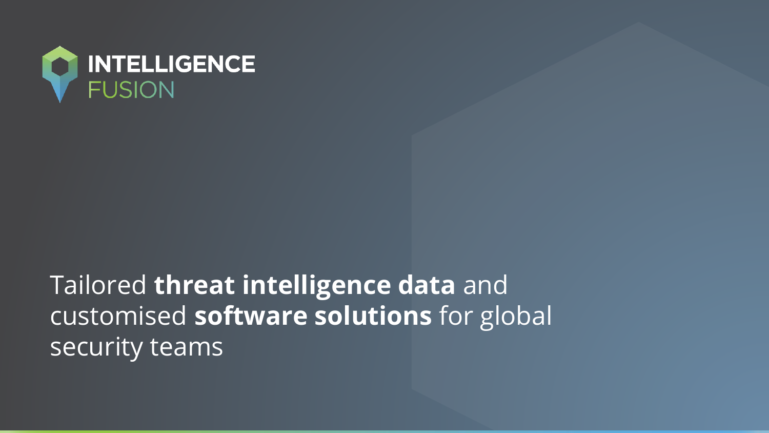# INTELLIGENCE FUSION

Tailored **threat intelligence data** and customised **software solutions** for global security teams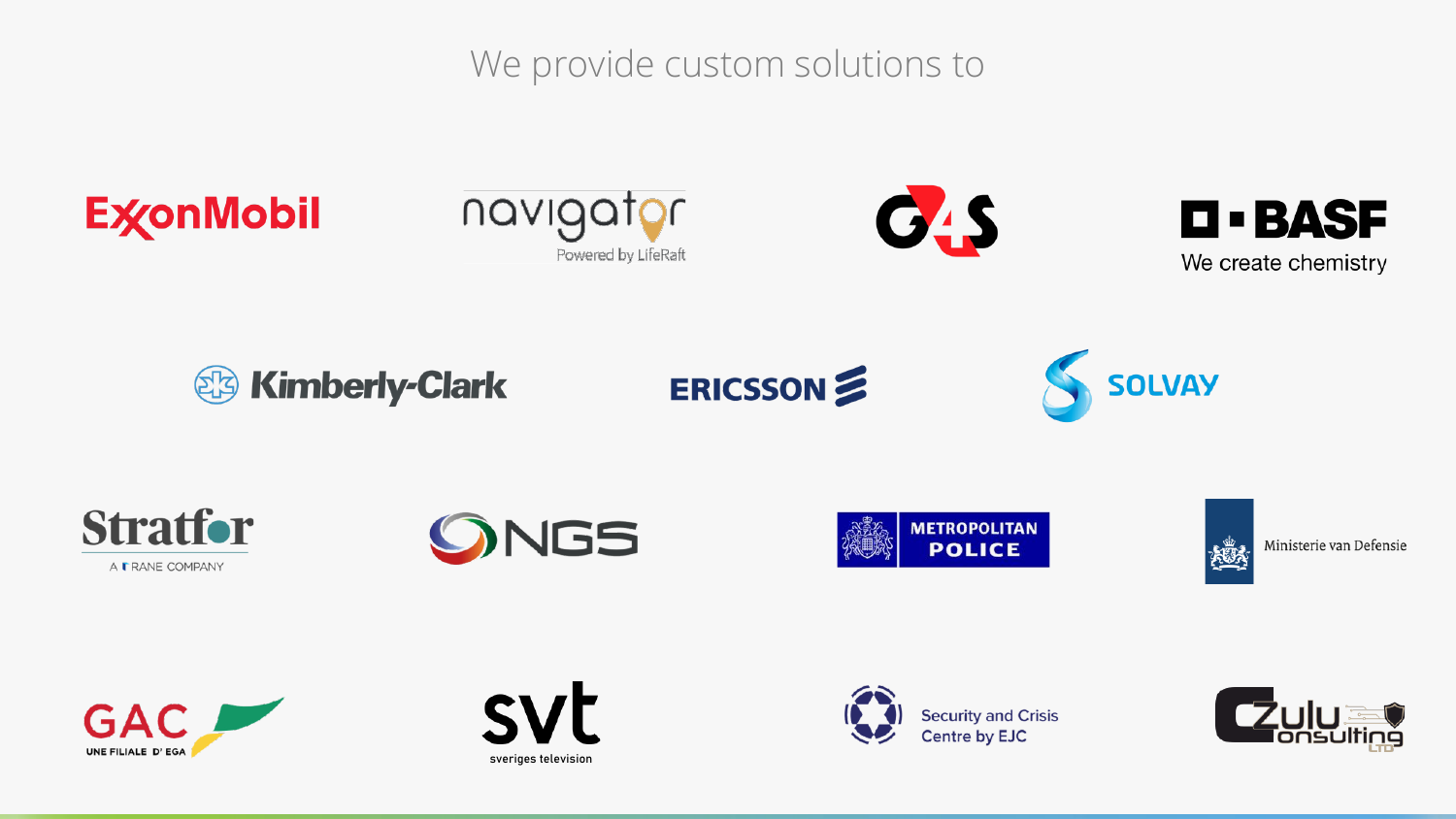We provide custom solutions to

ExxonMobil

navigator
Powered by LifeRaft

G4S

BASF
We create chemistry

Kimberly-Clark

ERICSSON

SOLVAY

Stratfor
A RANE COMPANY

NGS

METROPOLITAN POLICE

Ministerie van Defensie

GAC
UNE FILIALE D' EGA

svt
sveriges television

Security and Crisis Centre by EJC

Zulu Consulting LTD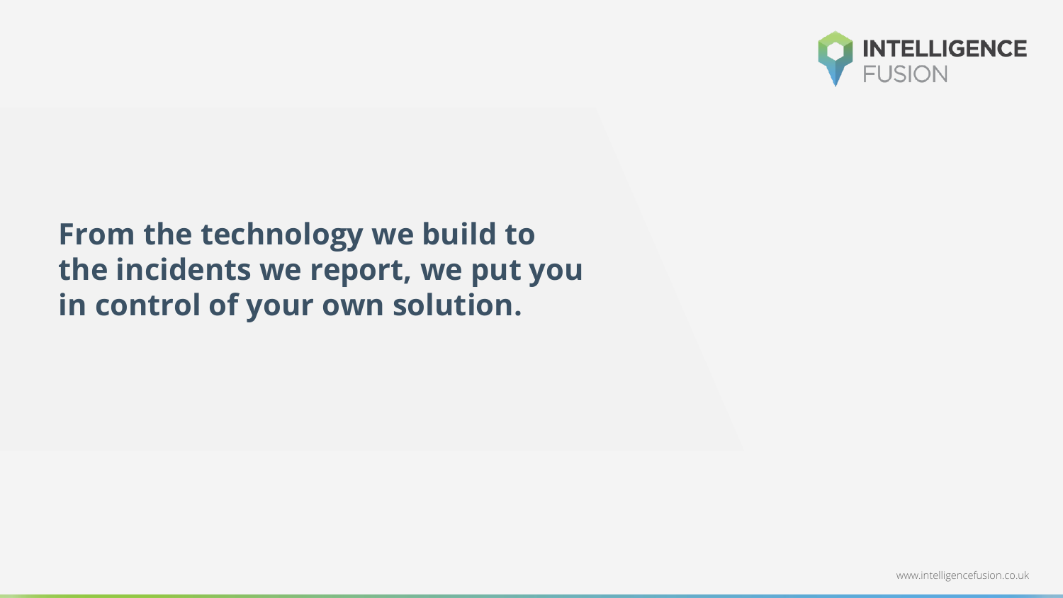**From the technology we build to the incidents we report, we put you in control of your own solution.**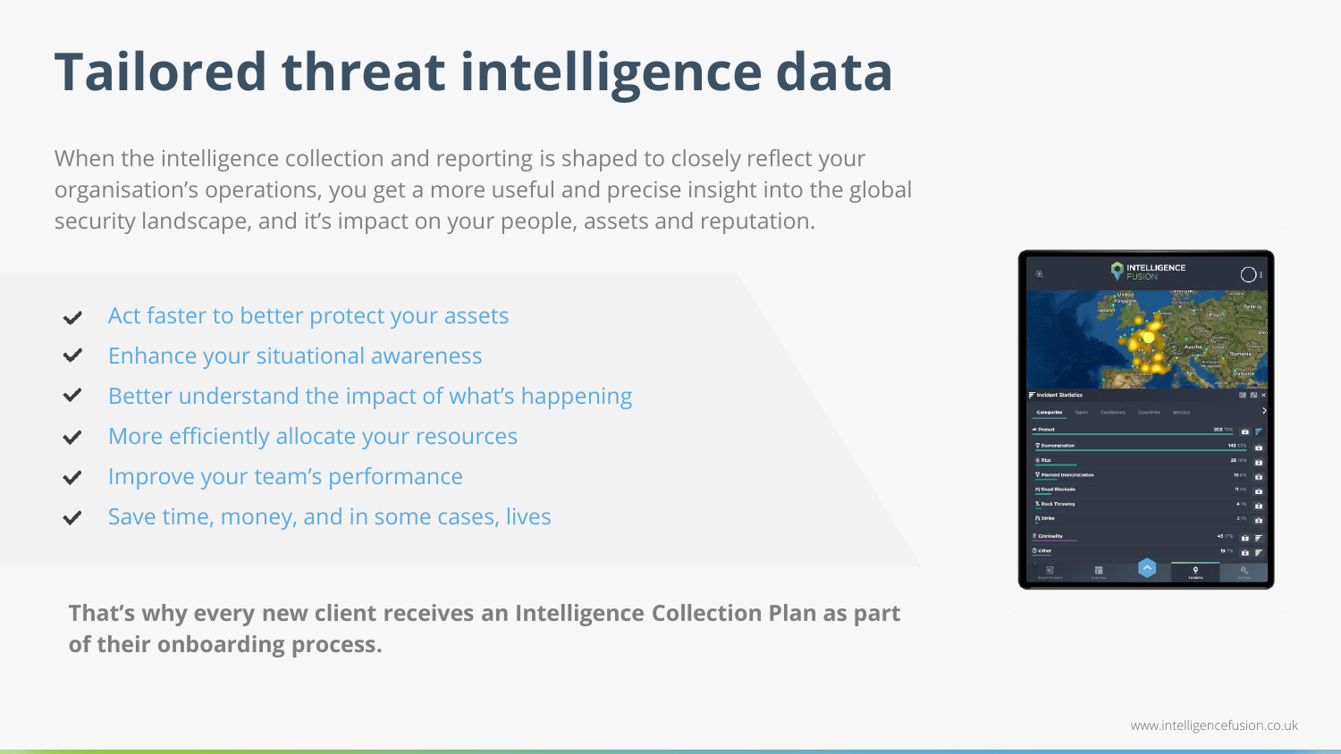# Tailored threat intelligence data

When the intelligence collection and reporting is shaped to closely reflect your organisation's operations, you get a more useful and precise insight into the global security landscape, and it's impact on your people, assets and reputation.

- ✔ Act faster to better protect your assets
- ✔ Enhance your situational awareness
- ✔ Better understand the impact of what's happening
- ✔ More efficiently allocate your resources
- ✔ Improve your team's performance
- ✔ Save time, money, and in some cases, lives

**That's why every new client receives an Intelligence Collection Plan as part of their onboarding process.**

www.intelligencefusion.co.uk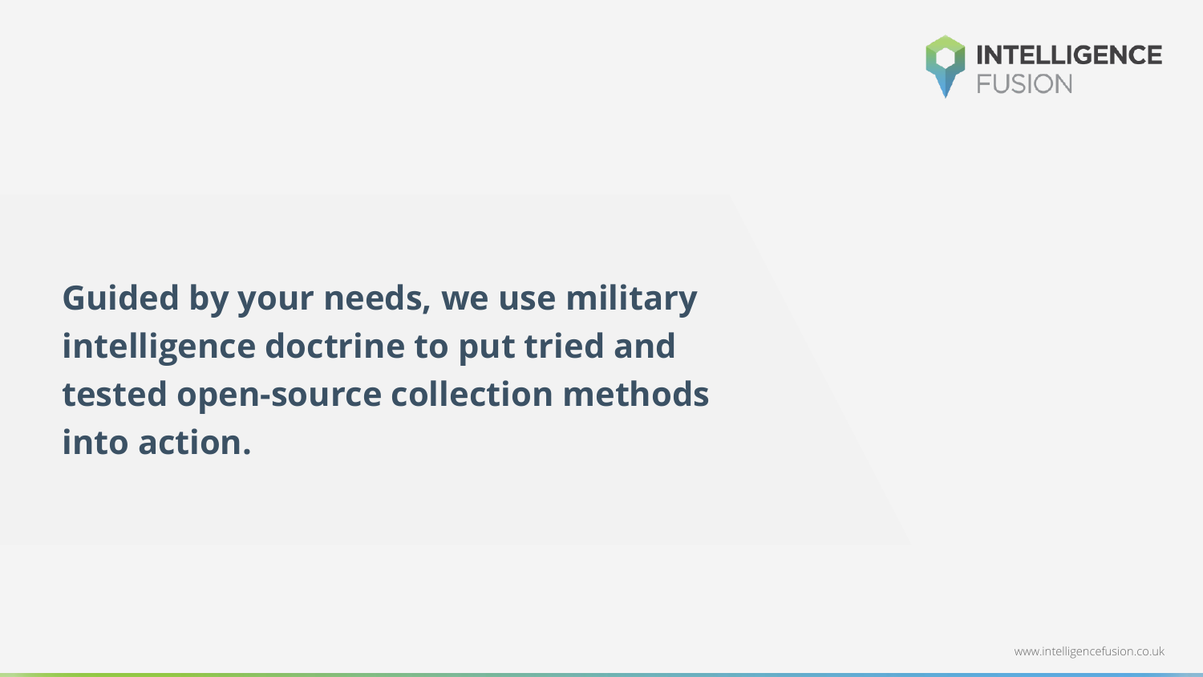**Guided by your needs, we use military intelligence doctrine to put tried and tested open-source collection methods into action.**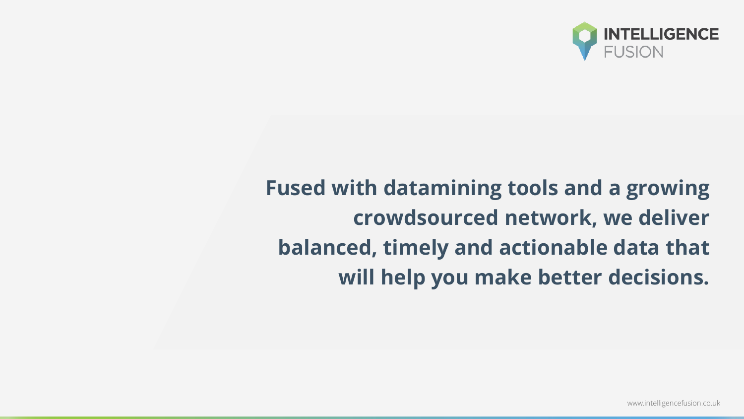**Fused with datamining tools and a growing crowdsourced network, we deliver balanced, timely and actionable data that will help you make better decisions.**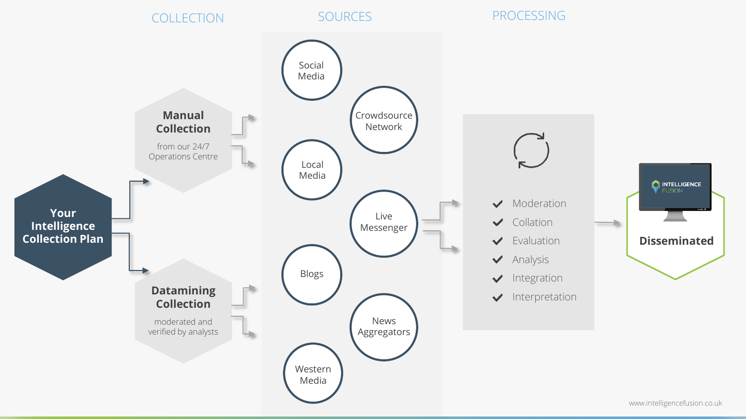## COLLECTION

**Your Intelligence Collection Plan**

**Manual Collection**

from our 24/7 Operations Centre

**Datamining Collection**

moderated and verified by analysts

## SOURCES

- Social Media
- Crowdsource Network
- Local Media
- Live Messenger
- Blogs
- News Aggregators
- Western Media

## PROCESSING

- ✔ Moderation
- ✔ Collation
- ✔ Evaluation
- ✔ Analysis
- ✔ Integration
- ✔ Interpretation

**Disseminated**

www.intelligencefusion.co.uk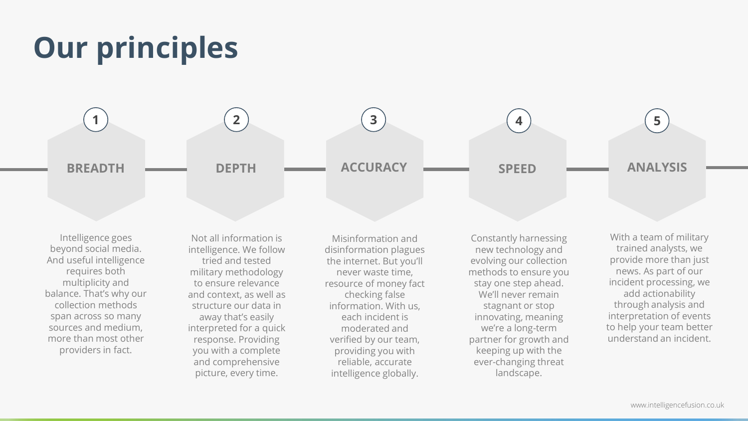# Our principles

## 1. BREADTH

Intelligence goes beyond social media. And useful intelligence requires both multiplicity and balance. That's why our collection methods span across so many sources and medium, more than most other providers in fact.

## 2. DEPTH

Not all information is intelligence. We follow tried and tested military methodology to ensure relevance and context, as well as structure our data in away that's easily interpreted for a quick response. Providing you with a complete and comprehensive picture, every time.

## 3. ACCURACY

Misinformation and disinformation plagues the internet. But you'll never waste time, resource of money fact checking false information. With us, each incident is moderated and verified by our team, providing you with reliable, accurate intelligence globally.

## 4. SPEED

Constantly harnessing new technology and evolving our collection methods to ensure you stay one step ahead. We'll never remain stagnant or stop innovating, meaning we're a long-term partner for growth and keeping up with the ever-changing threat landscape.

## 5. ANALYSIS

With a team of military trained analysts, we provide more than just news. As part of our incident processing, we add actionability through analysis and interpretation of events to help your team better understand an incident.

www.intelligencefusion.co.uk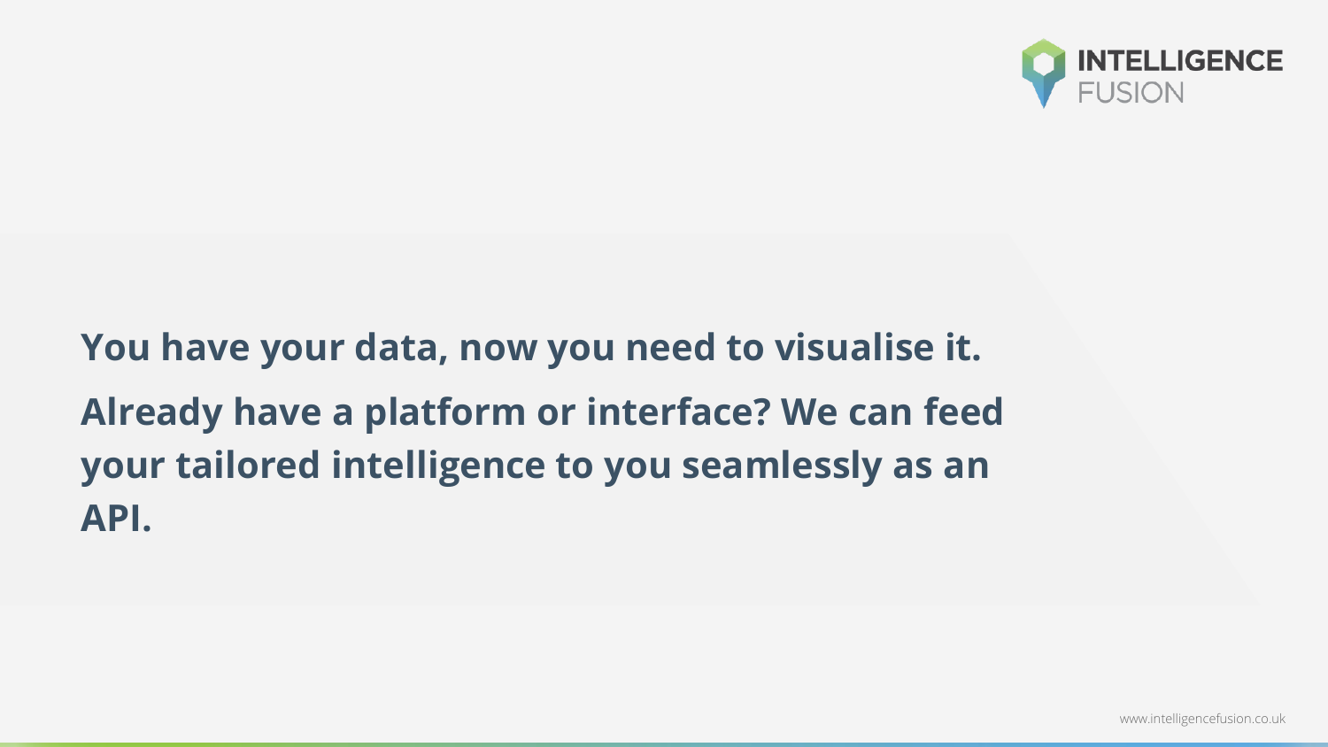**You have your data, now you need to visualise it.**

**Already have a platform or interface? We can feed your tailored intelligence to you seamlessly as an API.**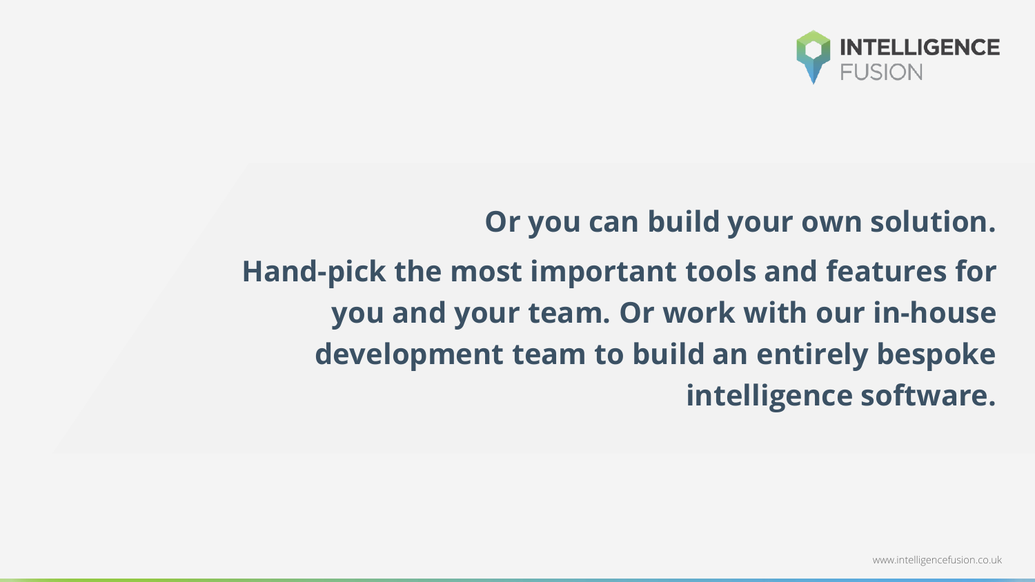**Or you can build your own solution.**

**Hand-pick the most important tools and features for you and your team. Or work with our in-house development team to build an entirely bespoke intelligence software.**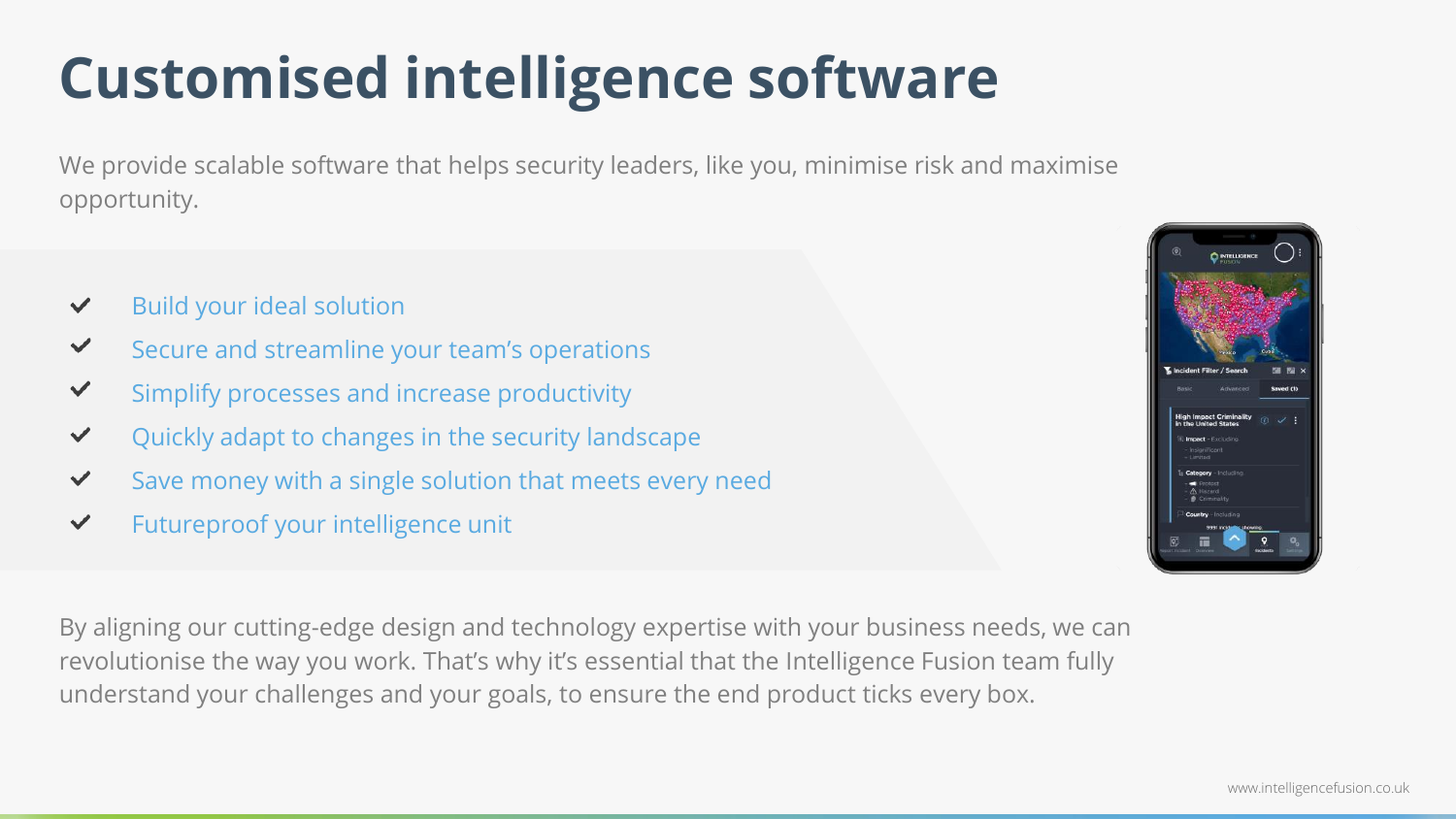# Customised intelligence software

We provide scalable software that helps security leaders, like you, minimise risk and maximise opportunity.

- Build your ideal solution
- Secure and streamline your team's operations
- Simplify processes and increase productivity
- Quickly adapt to changes in the security landscape
- Save money with a single solution that meets every need
- Futureproof your intelligence unit

By aligning our cutting-edge design and technology expertise with your business needs, we can revolutionise the way you work. That's why it's essential that the Intelligence Fusion team fully understand your challenges and your goals, to ensure the end product ticks every box.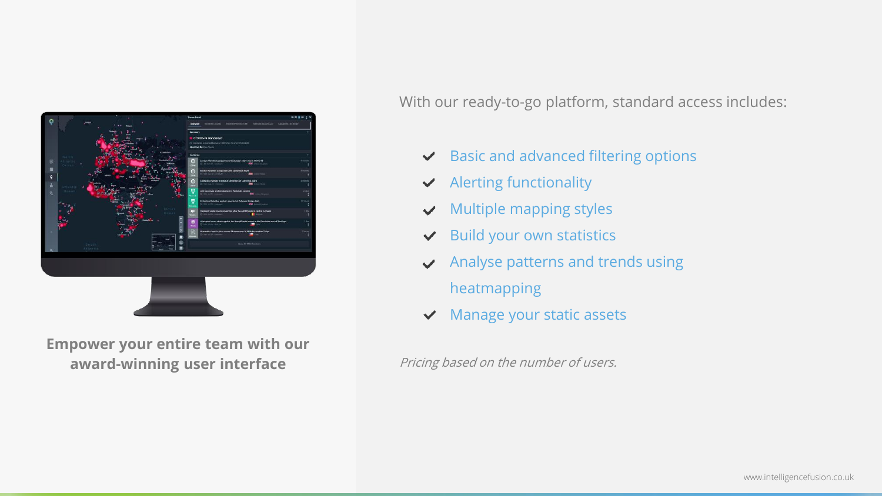**Empower your entire team with our award-winning user interface**

With our ready-to-go platform, standard access includes:

- Basic and advanced filtering options
- Alerting functionality
- Multiple mapping styles
- Build your own statistics
- Analyse patterns and trends using heatmapping
- Manage your static assets

*Pricing based on the number of users.*

www.intelligencefusion.co.uk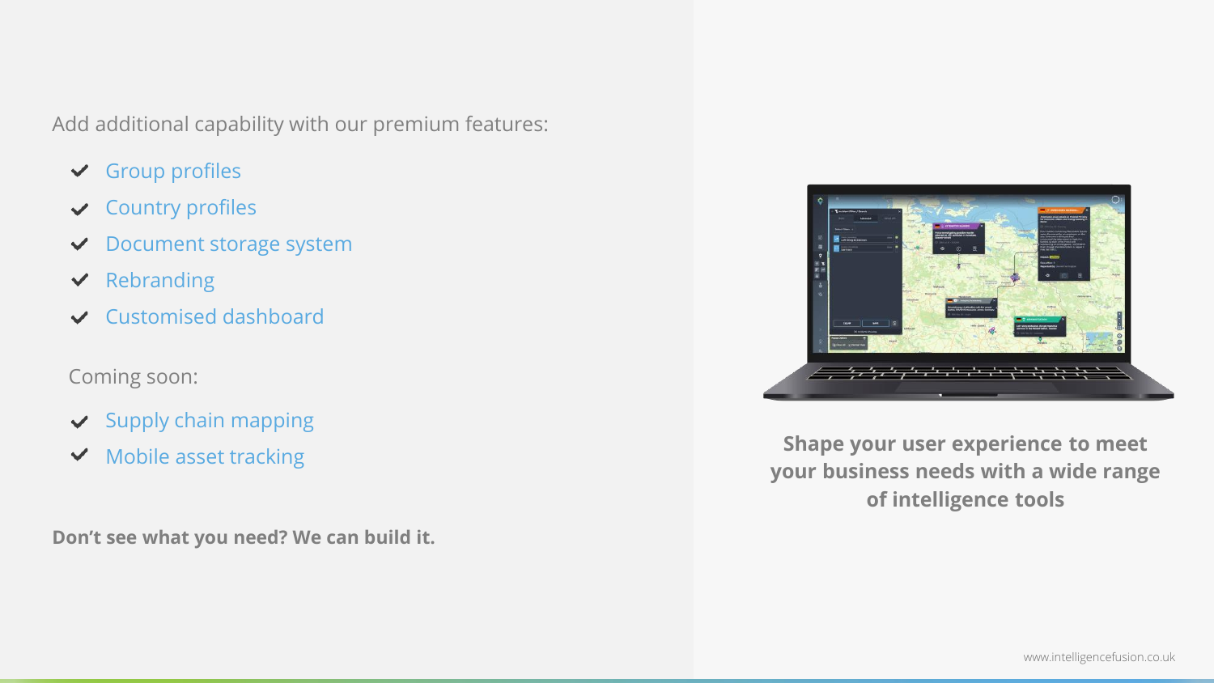Add additional capability with our premium features:

- Group profiles
- Country profiles
- Document storage system
- Rebranding
- Customised dashboard

Coming soon:

- Supply chain mapping
- Mobile asset tracking

**Don't see what you need? We can build it.**

**Shape your user experience to meet your business needs with a wide range of intelligence tools**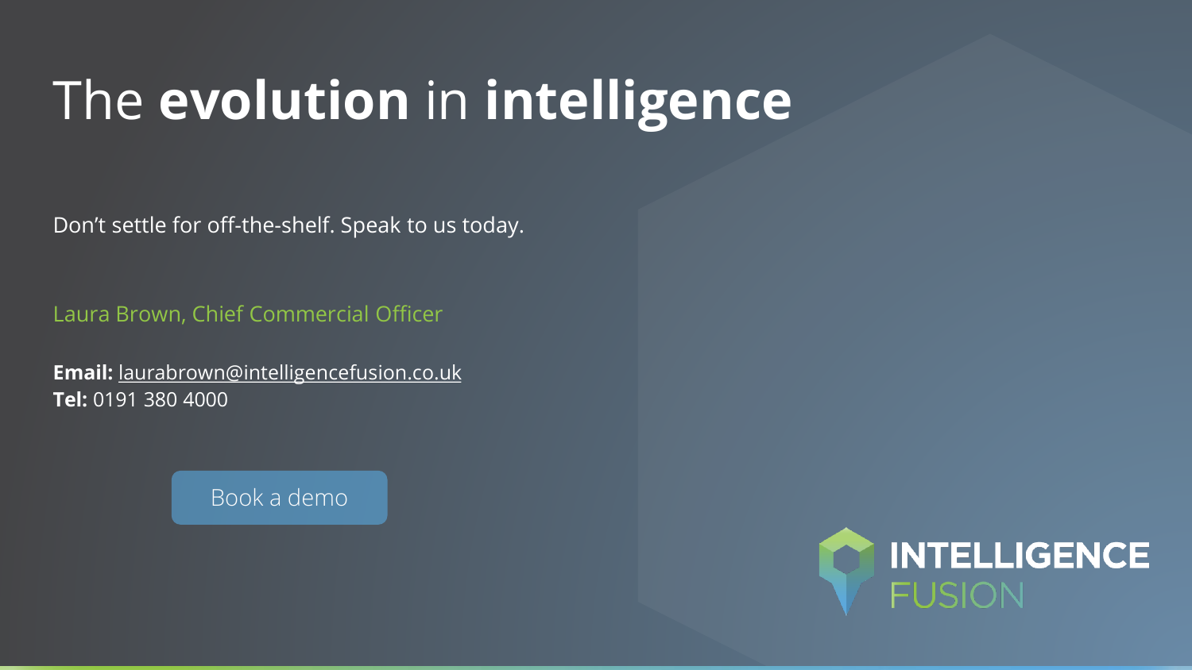# The **evolution** in **intelligence**

Don’t settle for off-the-shelf. Speak to us today.

Laura Brown, Chief Commercial Officer

**Email:** laurabrown@intelligencefusion.co.uk
**Tel:** 0191 380 4000

Book a demo

INTELLIGENCE FUSION